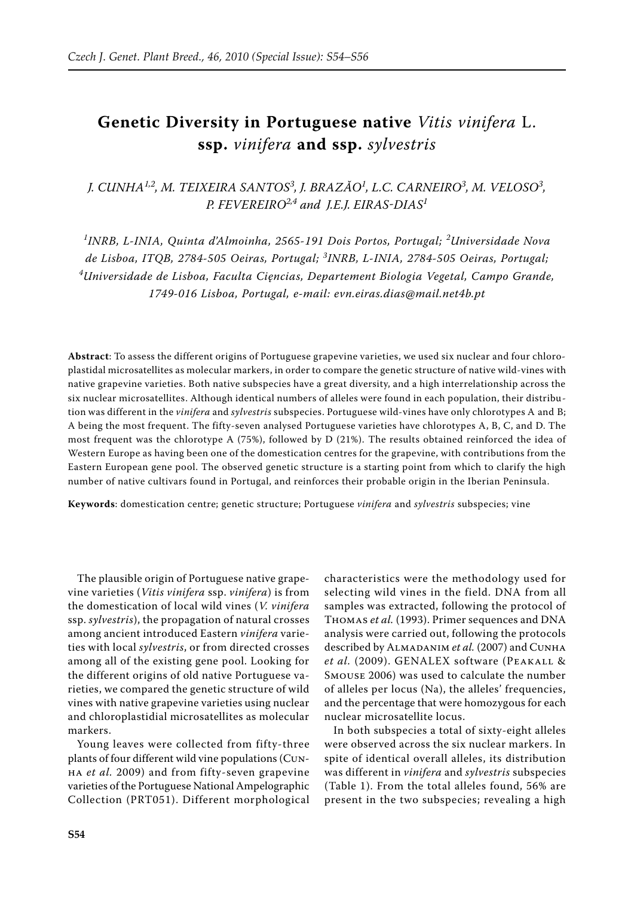# Genetic Diversity in Portuguese native *Vitis vinifera* L. ssp. *vinifera* and ssp. *sylvestris*

*J. Cunha[1,2], M. Teixeira Santos[3], J. Brazão[1], L.C. Carneiro[3], M. Veloso[3], P. Fevereiro[2,4] and J.E.J. Eiras-Dias[1]*

*[1]INRB, L-INIA, Quinta d'Almoinha, 2565-191 Dois Portos, Portugal; [2]Universidade Nova de Lisboa, ITQB, 2784-505 Oeiras, Portugal; [3]INRB, L-INIA, 2784-505 Oeiras, Portugal; [4]Universidade de Lisboa, Faculta Cięncias, Departement Biologia Vegetal, Campo Grande, 1749-016 Lisboa, Portugal, e-mail: evn.eiras.dias@mail.net4b.pt*

**Abstract**: To assess the different origins of Portuguese grapevine varieties, we used six nuclear and four chloroplastidal microsatellites as molecular markers, in order to compare the genetic structure of native wild-vines with native grapevine varieties. Both native subspecies have a great diversity, and a high interrelationship across the six nuclear microsatellites. Although identical numbers of alleles were found in each population, their distribution was different in the *vinifera* and *sylvestris* subspecies. Portuguese wild-vines have only chlorotypes A and B; A being the most frequent. The fifty-seven analysed Portuguese varieties have chlorotypes A, B, C, and D. The most frequent was the chlorotype A (75%), followed by D (21%). The results obtained reinforced the idea of Western Europe as having been one of the domestication centres for the grapevine, with contributions from the Eastern European gene pool. The observed genetic structure is a starting point from which to clarify the high number of native cultivars found in Portugal, and reinforces their probable origin in the Iberian Peninsula.

**Keywords**: domestication centre; genetic structure; Portuguese *vinifera* and *sylvestris* subspecies; vine

The plausible origin of Portuguese native grapevine varieties (*Vitis vinifera* ssp. *vinifera*) is from the domestication of local wild vines (*V. vinifera* ssp. *sylvestris*), the propagation of natural crosses among ancient introduced Eastern *vinifera* varieties with local *sylvestris*, or from directed crosses among all of the existing gene pool. Looking for the different origins of old native Portuguese varieties, we compared the genetic structure of wild vines with native grapevine varieties using nuclear and chloroplastidial microsatellites as molecular markers.

Young leaves were collected from fifty-three plants of four different wild vine populations (Cunha *et al.* 2009) and from fifty-seven grapevine varieties of the Portuguese National Ampelographic Collection (PRT051). Different morphological characteristics were the methodology used for selecting wild vines in the field. DNA from all samples was extracted, following the protocol of Thomas *et al.* (1993). Primer sequences and DNA analysis were carried out, following the protocols described by Almadanim *et al.* (2007) and Cunha *et al.* (2009). GENALEX software (Peakall & Smouse 2006) was used to calculate the number of alleles per locus (Na), the alleles' frequencies, and the percentage that were homozygous for each nuclear microsatellite locus.

In both subspecies a total of sixty-eight alleles were observed across the six nuclear markers. In spite of identical overall alleles, its distribution was different in *vinifera* and *sylvestris* subspecies (Table 1). From the total alleles found, 56% are present in the two subspecies; revealing a high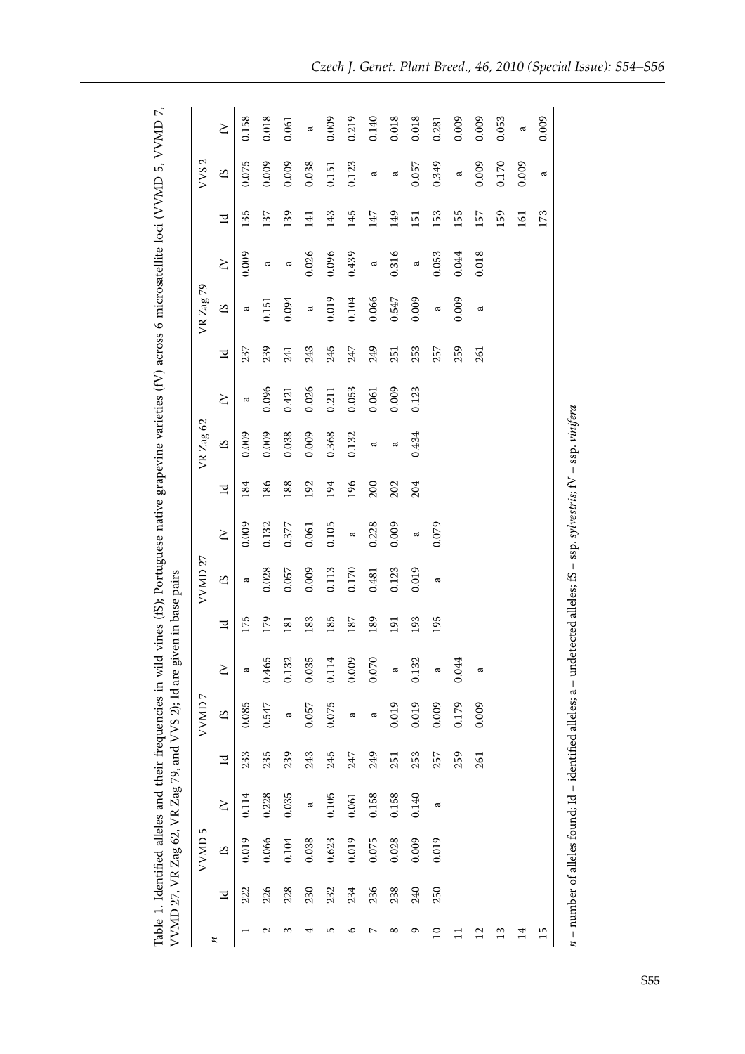Table 1. Identified alleles and their frequencies in wild vines (fS); Portuguese native grapevine varieties (fV) across 6 microsatellite loci (VVMD 5, VVMD 7, VVMD 27, VR Zag 62, VR Zag 79, and VVS 2); Id are given in base pairs

| *n* | VVMD 5 | | | VVMD 7 | | | VVMD 27 | | | VR Zag 62 | | | VR Zag 79 | | | VVS 2 | | |
|---|---|---|---|---|---|---|---|---|---|---|---|---|---|---|---|---|---|---|
| | Id | fS | fV | Id | fS | fV | Id | fS | fV | Id | fS | fV | Id | fS | fV | Id | fS | fV |
| 1 | 222 | 0.019 | 0.114 | 233 | 0.085 | a | 175 | a | 0.009 | 184 | 0.009 | a | 237 | a | 0.009 | 135 | 0.075 | 0.158 |
| 2 | 226 | 0.066 | 0.228 | 235 | 0.547 | 0.465 | 179 | 0.028 | 0.132 | 186 | 0.009 | 0.096 | 239 | 0.151 | a | 137 | 0.009 | 0.018 |
| 3 | 228 | 0.104 | 0.035 | 239 | a | 0.132 | 181 | 0.057 | 0.377 | 188 | 0.038 | 0.421 | 241 | 0.094 | a | 139 | 0.009 | 0.061 |
| 4 | 230 | 0.038 | a | 243 | 0.057 | 0.035 | 183 | 0.009 | 0.061 | 192 | 0.009 | 0.026 | 243 | a | 0.026 | 141 | 0.038 | a |
| 5 | 232 | 0.623 | 0.105 | 245 | 0.075 | 0.114 | 185 | 0.113 | 0.105 | 194 | 0.368 | 0.211 | 245 | 0.019 | 0.096 | 143 | 0.151 | 0.009 |
| 6 | 234 | 0.019 | 0.061 | 247 | a | 0.009 | 187 | 0.170 | a | 196 | 0.132 | 0.053 | 247 | 0.104 | 0.439 | 145 | 0.123 | 0.219 |
| 7 | 236 | 0.075 | 0.158 | 249 | a | 0.070 | 189 | 0.481 | 0.228 | 200 | a | 0.061 | 249 | 0.066 | a | 147 | a | 0.140 |
| 8 | 238 | 0.028 | 0.158 | 251 | 0.019 | a | 191 | 0.123 | 0.009 | 202 | a | 0.009 | 251 | 0.547 | 0.316 | 149 | a | 0.018 |
| 9 | 240 | 0.009 | 0.140 | 253 | 0.019 | 0.132 | 193 | 0.019 | a | 204 | 0.434 | 0.123 | 253 | 0.009 | a | 151 | 0.057 | 0.018 |
| 10 | 250 | 0.019 | a | 257 | 0.009 | a | 195 | a | 0.079 | | | | 257 | a | 0.053 | 153 | 0.349 | 0.281 |
| 11 | | | | 259 | 0.179 | 0.044 | | | | | | | 259 | 0.009 | 0.044 | 155 | a | 0.009 |
| 12 | | | | 261 | 0.009 | a | | | | | | | 261 | a | 0.018 | 157 | 0.009 | 0.009 |
| 13 | | | | | | | | | | | | | | | | 159 | 0.170 | 0.053 |
| 14 | | | | | | | | | | | | | | | | 161 | 0.009 | a |
| 15 | | | | | | | | | | | | | | | | 173 | a | 0.009 |

*n* – number of alleles found; Id – identified alleles; a – undetected alleles; fS – ssp. *sylvestris*; fV – ssp. *vinifera*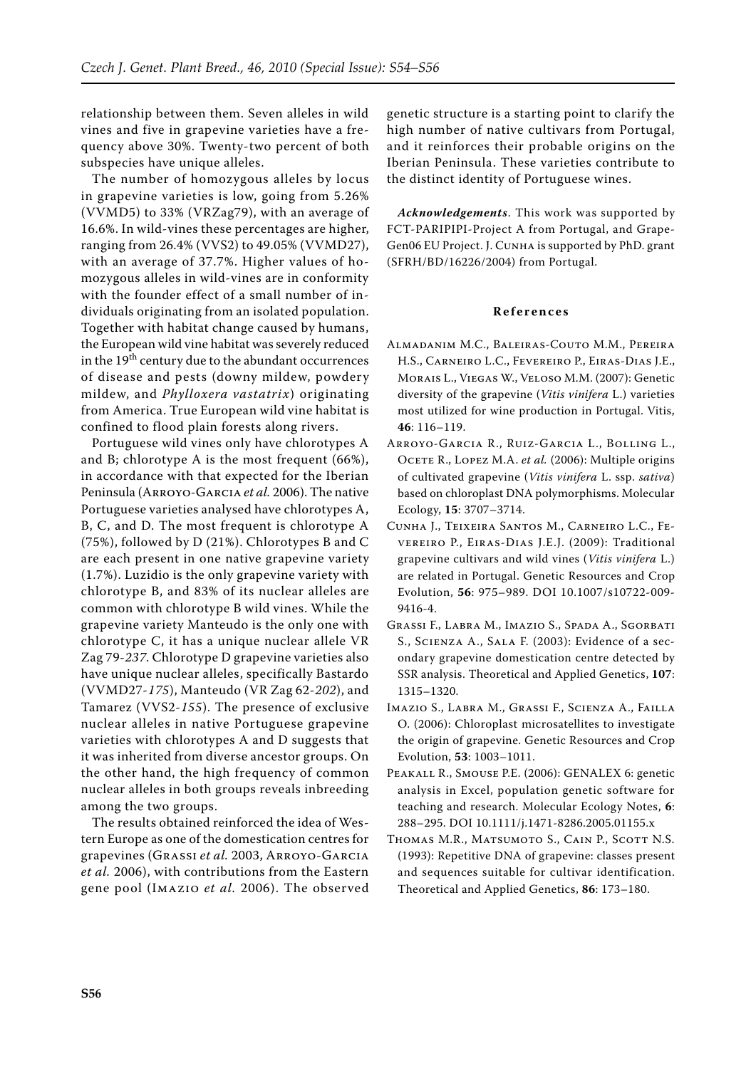relationship between them. Seven alleles in wild vines and five in grapevine varieties have a frequency above 30%. Twenty-two percent of both subspecies have unique alleles.

The number of homozygous alleles by locus in grapevine varieties is low, going from 5.26% (VVMD5) to 33% (VRZag79), with an average of 16.6%. In wild-vines these percentages are higher, ranging from 26.4% (VVS2) to 49.05% (VVMD27), with an average of 37.7%. Higher values of homozygous alleles in wild-vines are in conformity with the founder effect of a small number of individuals originating from an isolated population. Together with habitat change caused by humans, the European wild vine habitat was severely reduced in the 19th century due to the abundant occurrences of disease and pests (downy mildew, powdery mildew, and *Phylloxera vastatrix*) originating from America. True European wild vine habitat is confined to flood plain forests along rivers.

Portuguese wild vines only have chlorotypes A and B; chlorotype A is the most frequent (66%), in accordance with that expected for the Iberian Peninsula (Arroyo-Garcia *et al.* 2006). The native Portuguese varieties analysed have chlorotypes A, B, C, and D. The most frequent is chlorotype A (75%), followed by D (21%). Chlorotypes B and C are each present in one native grapevine variety (1.7%). Luzidio is the only grapevine variety with chlorotype B, and 83% of its nuclear alleles are common with chlorotype B wild vines. While the grapevine variety Manteudo is the only one with chlorotype C, it has a unique nuclear allele VR Zag 79-*237*. Chlorotype D grapevine varieties also have unique nuclear alleles, specifically Bastardo (VVMD27-*175*), Manteudo (VR Zag 62-*202*), and Tamarez (VVS2-*155*). The presence of exclusive nuclear alleles in native Portuguese grapevine varieties with chlorotypes A and D suggests that it was inherited from diverse ancestor groups. On the other hand, the high frequency of common nuclear alleles in both groups reveals inbreeding among the two groups.

The results obtained reinforced the idea of Western Europe as one of the domestication centres for grapevines (Grassi *et al.* 2003, Arroyo-Garcia *et al.* 2006), with contributions from the Eastern gene pool (Imazio *et al.* 2006). The observed genetic structure is a starting point to clarify the high number of native cultivars from Portugal, and it reinforces their probable origins on the Iberian Peninsula. These varieties contribute to the distinct identity of Portuguese wines.

***Acknowledgements***. This work was supported by FCT-PARIPIPI-Project A from Portugal, and Grape-Gen06 EU Project. J. Cunha is supported by PhD. grant (SFRH/BD/16226/2004) from Portugal.

## References

Almadanim M.C., Baleiras-Couto M.M., Pereira H.S., Carneiro L.C., Fevereiro P., Eiras-Dias J.E., Morais L., Viegas W., Veloso M.M. (2007): Genetic diversity of the grapevine (*Vitis vinifera* L.) varieties most utilized for wine production in Portugal. Vitis, **46**: 116–119.

Arroyo-Garcia R., Ruiz-Garcia L., Bolling L., Ocete R., Lopez M.A. *et al.* (2006): Multiple origins of cultivated grapevine (*Vitis vinifera* L. ssp. *sativa*) based on chloroplast DNA polymorphisms. Molecular Ecology, **15**: 3707–3714.

Cunha J., Teixeira Santos M., Carneiro L.C., Fevereiro P., Eiras-Dias J.E.J. (2009): Traditional grapevine cultivars and wild vines (*Vitis vinifera* L.) are related in Portugal. Genetic Resources and Crop Evolution, **56**: 975–989. DOI 10.1007/s10722-009-9416-4.

Grassi F., Labra M., Imazio S., Spada A., Sgorbati S., Scienza A., Sala F. (2003): Evidence of a secondary grapevine domestication centre detected by SSR analysis. Theoretical and Applied Genetics, **107**: 1315–1320.

Imazio S., Labra M., Grassi F., Scienza A., Failla O. (2006): Chloroplast microsatellites to investigate the origin of grapevine. Genetic Resources and Crop Evolution, **53**: 1003–1011.

Peakall R., Smouse P.E. (2006): GENALEX 6: genetic analysis in Excel, population genetic software for teaching and research. Molecular Ecology Notes, **6**: 288–295. DOI 10.1111/j.1471-8286.2005.01155.x

Thomas M.R., Matsumoto S., Cain P., Scott N.S. (1993): Repetitive DNA of grapevine: classes present and sequences suitable for cultivar identification. Theoretical and Applied Genetics, **86**: 173–180.